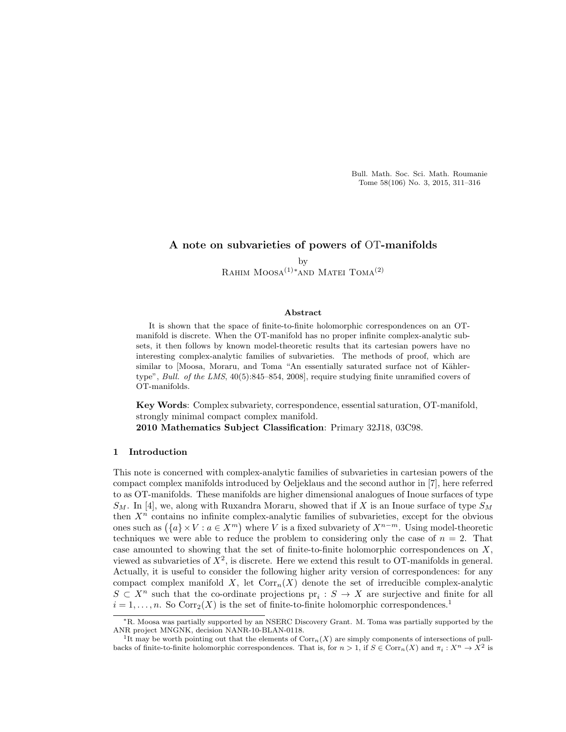# A note on subvarieties of powers of OT-manifolds

by

Rahim Moosa[(1)*] and Matei Toma[(2)]

### Abstract

It is shown that the space of finite-to-finite holomorphic correspondences on an OT-manifold is discrete. When the OT-manifold has no proper infinite complex-analytic subsets, it then follows by known model-theoretic results that its cartesian powers have no interesting complex-analytic families of subvarieties. The methods of proof, which are similar to [Moosa, Moraru, and Toma "An essentially saturated surface not of Kähler-type", *Bull. of the LMS*, 40(5):845–854, 2008], require studying finite unramified covers of OT-manifolds.

**Key Words**: Complex subvariety, correspondence, essential saturation, OT-manifold, strongly minimal compact complex manifold.
**2010 Mathematics Subject Classification**: Primary 32J18, 03C98.

## 1 Introduction

This note is concerned with complex-analytic families of subvarieties in cartesian powers of the compact complex manifolds introduced by Oeljeklaus and the second author in [7], here referred to as OT-manifolds. These manifolds are higher dimensional analogues of Inoue surfaces of type $S_M$. In [4], we, along with Ruxandra Moraru, showed that if $X$ is an Inoue surface of type $S_M$ then $X^n$ contains no infinite complex-analytic families of subvarieties, except for the obvious ones such as $\big(\{a\}\times V : a\in X^m\big)$ where $V$ is a fixed subvariety of $X^{n-m}$. Using model-theoretic techniques we were able to reduce the problem to considering only the case of $n=2$. That case amounted to showing that the set of finite-to-finite holomorphic correspondences on $X$, viewed as subvarieties of $X^2$, is discrete. Here we extend this result to OT-manifolds in general. Actually, it is useful to consider the following higher arity version of correspondences: for any compact complex manifold $X$, let $\mathrm{Corr}_n(X)$ denote the set of irreducible complex-analytic $S\subset X^n$ such that the co-ordinate projections $\mathrm{pr}_i : S\to X$ are surjective and finite for all $i=1,\dots,n$. So $\mathrm{Corr}_2(X)$ is the set of finite-to-finite holomorphic correspondences.[1]

---

*R. Moosa was partially supported by an NSERC Discovery Grant. M. Toma was partially supported by the ANR project MNGNK, decision NANR-10-BLAN-0118.

[1]It may be worth pointing out that the elements of $\mathrm{Corr}_n(X)$ are simply components of intersections of pull-backs of finite-to-finite holomorphic correspondences. That is, for $n>1$, if $S\in\mathrm{Corr}_n(X)$ and $\pi_i : X^n\to X^2$ is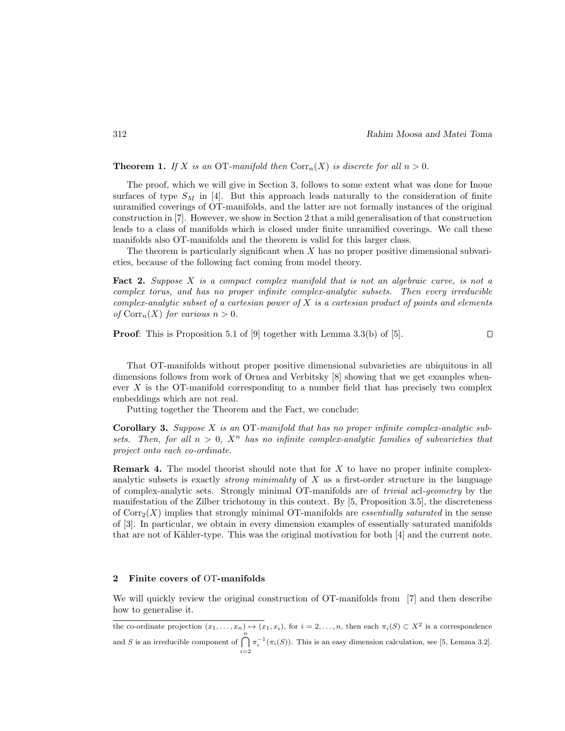**Theorem 1.** *If $X$ is an* OT*-manifold then* $\operatorname{Corr}_n(X)$ *is discrete for all* $n > 0$.

The proof, which we will give in Section 3, follows to some extent what was done for Inoue surfaces of type $S_M$ in [4]. But this approach leads naturally to the consideration of finite unramified coverings of OT-manifolds, and the latter are not formally instances of the original construction in [7]. However, we show in Section 2 that a mild generalisation of that construction leads to a class of manifolds which is closed under finite unramified coverings. We call these manifolds also OT-manifolds and the theorem is valid for this larger class.

The theorem is particularly significant when $X$ has no proper positive dimensional subvarieties, because of the following fact coming from model theory.

**Fact 2.** *Suppose $X$ is a compact complex manifold that is not an algebraic curve, is not a complex torus, and has no proper infinite complex-analytic subsets. Then every irreducible complex-analytic subset of a cartesian power of $X$ is a cartesian product of points and elements of* $\operatorname{Corr}_n(X)$ *for various* $n > 0$.

**Proof**: This is Proposition 5.1 of [9] together with Lemma 3.3(b) of [5]. □

That OT-manifolds without proper positive dimensional subvarieties are ubiquitous in all dimensions follows from work of Ornea and Verbitsky [8] showing that we get examples whenever $X$ is the OT-manifold corresponding to a number field that has precisely two complex embeddings which are not real.

Putting together the Theorem and the Fact, we conclude:

**Corollary 3.** *Suppose $X$ is an* OT*-manifold that has no proper infinite complex-analytic subsets. Then, for all $n > 0$, $X^n$ has no infinite complex-analytic families of subvarieties that project onto each co-ordinate.*

**Remark 4.** The model theorist should note that for $X$ to have no proper infinite complex-analytic subsets is exactly *strong minimality* of $X$ as a first-order structure in the language of complex-analytic sets. Strongly minimal OT-manifolds are of *trivial* acl-*geometry* by the manifestation of the Zilber trichotomy in this context. By [5, Proposition 3.5], the discreteness of $\operatorname{Corr}_2(X)$ implies that strongly minimal OT-manifolds are *essentially saturated* in the sense of [3]. In particular, we obtain in every dimension examples of essentially saturated manifolds that are not of Kähler-type. This was the original motivation for both [4] and the current note.

## 2 Finite covers of OT-manifolds

We will quickly review the original construction of OT-manifolds from [7] and then describe how to generalise it.

---

the co-ordinate projection $(x_1, \ldots, x_n) \mapsto (x_1, x_i)$, for $i = 2, \ldots, n$, then each $\pi_i(S) \subset X^2$ is a correspondence and $S$ is an irreducible component of $\bigcap_{i=2}^{n} \pi_i^{-1}(\pi_i(S))$. This is an easy dimension calculation, see [5, Lemma 3.2].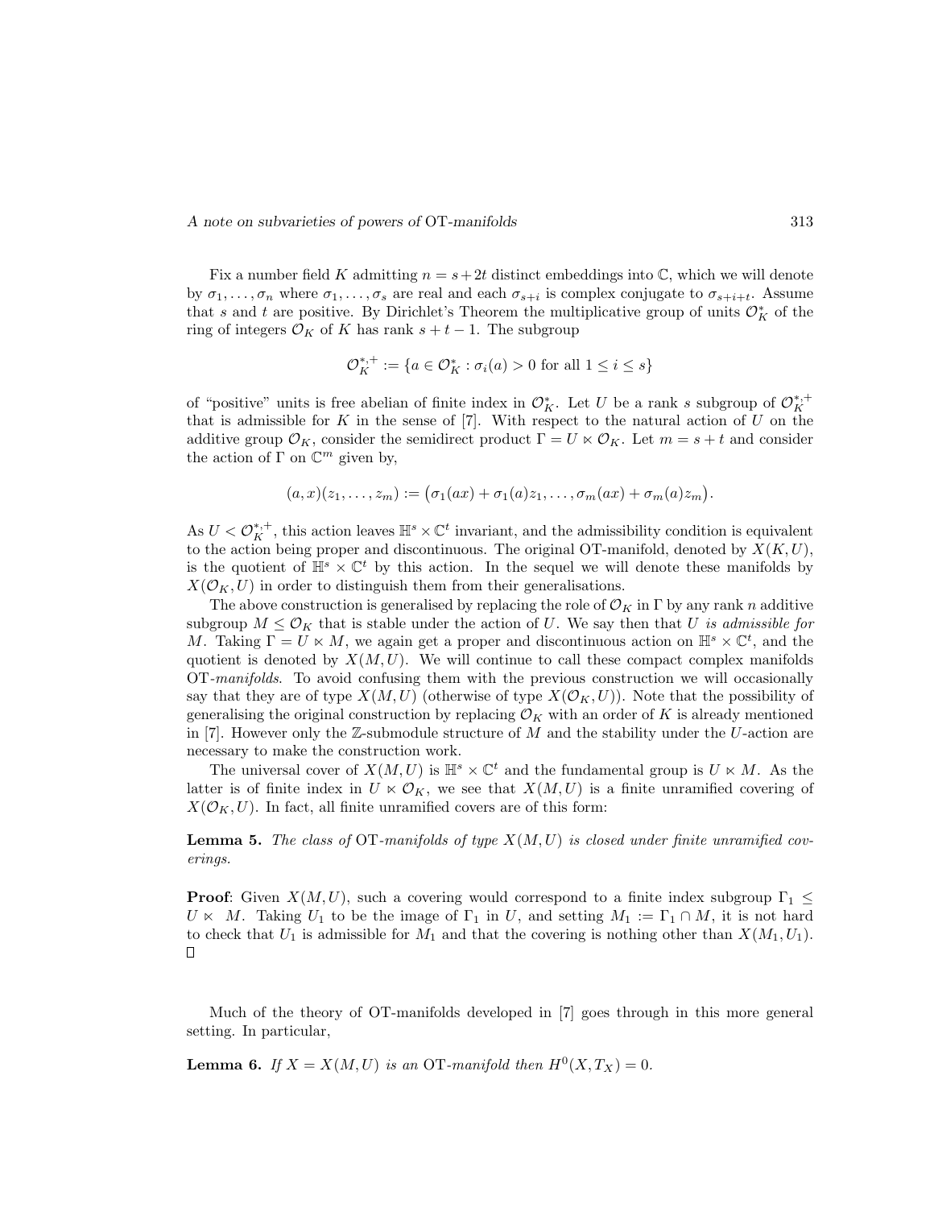Fix a number field $K$ admitting $n = s+2t$ distinct embeddings into $\mathbb{C}$, which we will denote by $\sigma_1, \ldots, \sigma_n$ where $\sigma_1, \ldots, \sigma_s$ are real and each $\sigma_{s+i}$ is complex conjugate to $\sigma_{s+i+t}$. Assume that $s$ and $t$ are positive. By Dirichlet's Theorem the multiplicative group of units $\mathcal{O}_K^*$ of the ring of integers $\mathcal{O}_K$ of $K$ has rank $s+t-1$. The subgroup

$$\mathcal{O}_K^{*,+} := \{a \in \mathcal{O}_K^* : \sigma_i(a) > 0 \text{ for all } 1 \leq i \leq s\}$$

of "positive" units is free abelian of finite index in $\mathcal{O}_K^*$. Let $U$ be a rank $s$ subgroup of $\mathcal{O}_K^{*,+}$ that is admissible for $K$ in the sense of [7]. With respect to the natural action of $U$ on the additive group $\mathcal{O}_K$, consider the semidirect product $\Gamma = U \ltimes \mathcal{O}_K$. Let $m = s+t$ and consider the action of $\Gamma$ on $\mathbb{C}^m$ given by,

$$(a,x)(z_1, \ldots, z_m) := \big(\sigma_1(ax) + \sigma_1(a)z_1, \ldots, \sigma_m(ax) + \sigma_m(a)z_m\big).$$

As $U < \mathcal{O}_K^{*,+}$, this action leaves $\mathbb{H}^s \times \mathbb{C}^t$ invariant, and the admissibility condition is equivalent to the action being proper and discontinuous. The original OT-manifold, denoted by $X(K,U)$, is the quotient of $\mathbb{H}^s \times \mathbb{C}^t$ by this action. In the sequel we will denote these manifolds by $X(\mathcal{O}_K, U)$ in order to distinguish them from their generalisations.

The above construction is generalised by replacing the role of $\mathcal{O}_K$ in $\Gamma$ by any rank $n$ additive subgroup $M \leq \mathcal{O}_K$ that is stable under the action of $U$. We say then that $U$ *is admissible for* $M$. Taking $\Gamma = U \ltimes M$, we again get a proper and discontinuous action on $\mathbb{H}^s \times \mathbb{C}^t$, and the quotient is denoted by $X(M,U)$. We will continue to call these compact complex manifolds OT-*manifolds*. To avoid confusing them with the previous construction we will occasionally say that they are of type $X(M,U)$ (otherwise of type $X(\mathcal{O}_K, U)$). Note that the possibility of generalising the original construction by replacing $\mathcal{O}_K$ with an order of $K$ is already mentioned in [7]. However only the $\mathbb{Z}$-submodule structure of $M$ and the stability under the $U$-action are necessary to make the construction work.

The universal cover of $X(M,U)$ is $\mathbb{H}^s \times \mathbb{C}^t$ and the fundamental group is $U \ltimes M$. As the latter is of finite index in $U \ltimes \mathcal{O}_K$, we see that $X(M,U)$ is a finite unramified covering of $X(\mathcal{O}_K, U)$. In fact, all finite unramified covers are of this form:

**Lemma 5.** *The class of* OT*-manifolds of type* $X(M,U)$ *is closed under finite unramified coverings.*

**Proof**: Given $X(M,U)$, such a covering would correspond to a finite index subgroup $\Gamma_1 \leq U \ltimes M$. Taking $U_1$ to be the image of $\Gamma_1$ in $U$, and setting $M_1 := \Gamma_1 \cap M$, it is not hard to check that $U_1$ is admissible for $M_1$ and that the covering is nothing other than $X(M_1, U_1)$. □

Much of the theory of OT-manifolds developed in [7] goes through in this more general setting. In particular,

**Lemma 6.** *If* $X = X(M,U)$ *is an* OT*-manifold then* $H^0(X, T_X) = 0$.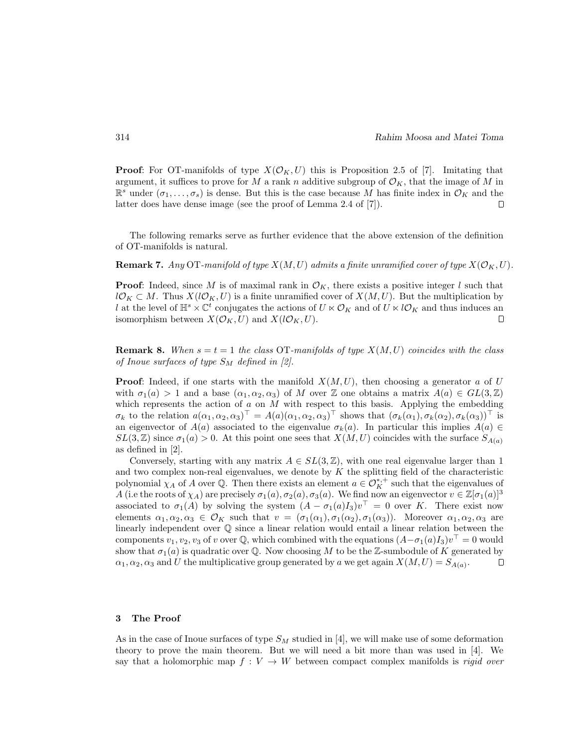**Proof**: For OT-manifolds of type $X(\mathcal{O}_K, U)$ this is Proposition 2.5 of [7]. Imitating that argument, it suffices to prove for $M$ a rank $n$ additive subgroup of $\mathcal{O}_K$, that the image of $M$ in $\mathbb{R}^s$ under $(\sigma_1, \ldots, \sigma_s)$ is dense. But this is the case because $M$ has finite index in $\mathcal{O}_K$ and the latter does have dense image (see the proof of Lemma 2.4 of [7]). $\square$

The following remarks serve as further evidence that the above extension of the definition of OT-manifolds is natural.

**Remark 7.** *Any* OT*-manifold of type $X(M, U)$ admits a finite unramified cover of type $X(\mathcal{O}_K, U)$.*

**Proof**: Indeed, since $M$ is of maximal rank in $\mathcal{O}_K$, there exists a positive integer $l$ such that $l\mathcal{O}_K \subset M$. Thus $X(l\mathcal{O}_K, U)$ is a finite unramified cover of $X(M, U)$. But the multiplication by $l$ at the level of $\mathbb{H}^s \times \mathbb{C}^t$ conjugates the actions of $U \ltimes \mathcal{O}_K$ and of $U \ltimes l\mathcal{O}_K$ and thus induces an isomorphism between $X(\mathcal{O}_K, U)$ and $X(l\mathcal{O}_K, U)$. $\square$

**Remark 8.** *When $s = t = 1$ the class* OT*-manifolds of type $X(M, U)$ coincides with the class of Inoue surfaces of type $S_M$ defined in [2].*

**Proof**: Indeed, if one starts with the manifold $X(M, U)$, then choosing a generator $a$ of $U$ with $\sigma_1(a) > 1$ and a base $(\alpha_1, \alpha_2, \alpha_3)$ of $M$ over $\mathbb{Z}$ one obtains a matrix $A(a) \in GL(3, \mathbb{Z})$ which represents the action of $a$ on $M$ with respect to this basis. Applying the embedding $\sigma_k$ to the relation $a(\alpha_1, \alpha_2, \alpha_3)^\top = A(a)(\alpha_1, \alpha_2, \alpha_3)^\top$ shows that $(\sigma_k(\alpha_1), \sigma_k(\alpha_2), \sigma_k(\alpha_3))^\top$ is an eigenvector of $A(a)$ associated to the eigenvalue $\sigma_k(a)$. In particular this implies $A(a) \in SL(3, \mathbb{Z})$ since $\sigma_1(a) > 0$. At this point one sees that $X(M, U)$ coincides with the surface $S_{A(a)}$ as defined in [2].

Conversely, starting with any matrix $A \in SL(3, \mathbb{Z})$, with one real eigenvalue larger than 1 and two complex non-real eigenvalues, we denote by $K$ the splitting field of the characteristic polynomial $\chi_A$ of $A$ over $\mathbb{Q}$. Then there exists an element $a \in \mathcal{O}_K^{*,+}$ such that the eigenvalues of $A$ (i.e the roots of $\chi_A$) are precisely $\sigma_1(a), \sigma_2(a), \sigma_3(a)$. We find now an eigenvector $v \in \mathbb{Z}[\sigma_1(a)]^3$ associated to $\sigma_1(A)$ by solving the system $(A - \sigma_1(a)I_3)v^\top = 0$ over $K$. There exist now elements $\alpha_1, \alpha_2, \alpha_3 \in \mathcal{O}_K$ such that $v = (\sigma_1(\alpha_1), \sigma_1(\alpha_2), \sigma_1(\alpha_3))$. Moreover $\alpha_1, \alpha_2, \alpha_3$ are linearly independent over $\mathbb{Q}$ since a linear relation would entail a linear relation between the components $v_1, v_2, v_3$ of $v$ over $\mathbb{Q}$, which combined with the equations $(A - \sigma_1(a)I_3)v^\top = 0$ would show that $\sigma_1(a)$ is quadratic over $\mathbb{Q}$. Now choosing $M$ to be the $\mathbb{Z}$-sumbodule of $K$ generated by $\alpha_1, \alpha_2, \alpha_3$ and $U$ the multiplicative group generated by $a$ we get again $X(M, U) = S_{A(a)}$. $\square$

## 3 The Proof

As in the case of Inoue surfaces of type $S_M$ studied in [4], we will make use of some deformation theory to prove the main theorem. But we will need a bit more than was used in [4]. We say that a holomorphic map $f : V \to W$ between compact complex manifolds is *rigid over*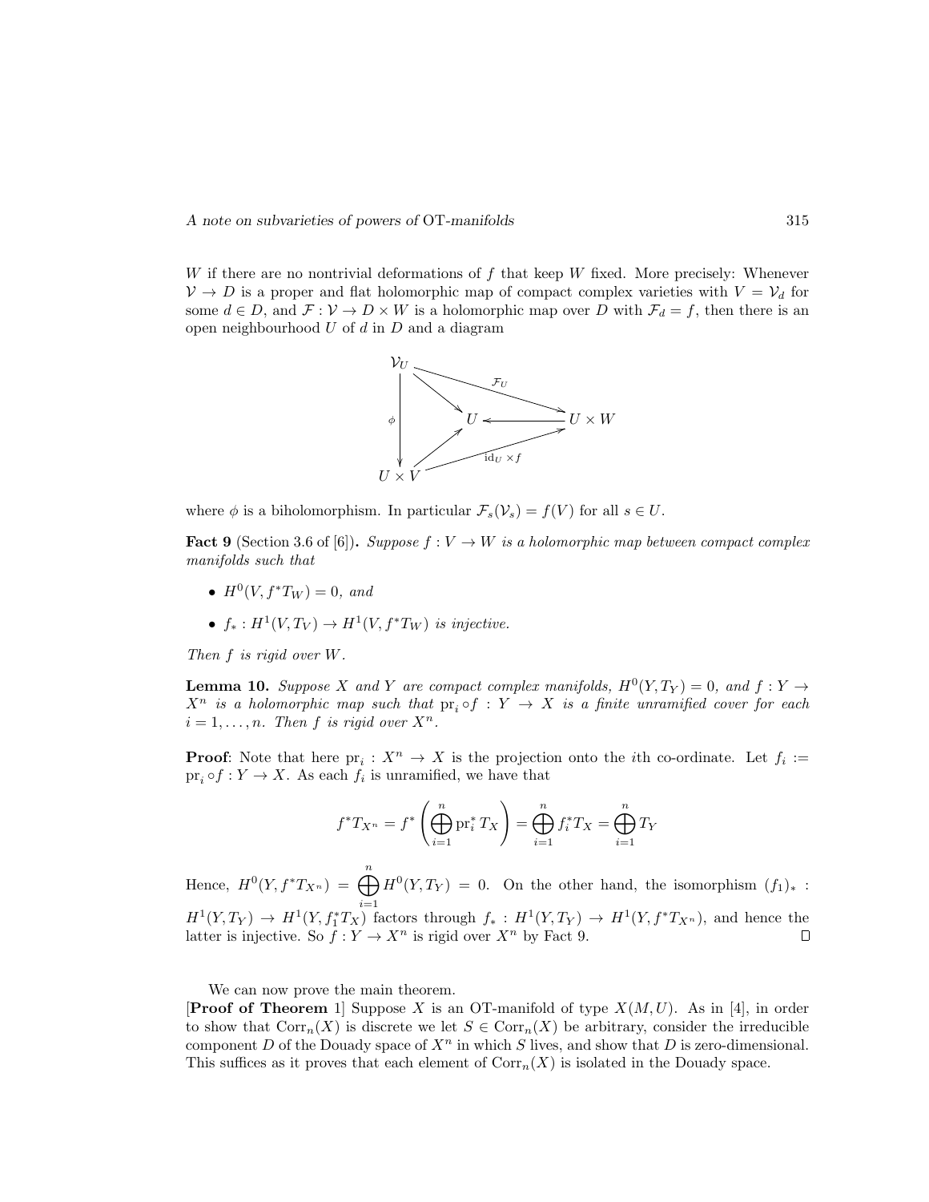$W$ if there are no nontrivial deformations of $f$ that keep $W$ fixed. More precisely: Whenever $\mathcal{V} \to D$ is a proper and flat holomorphic map of compact complex varieties with $V = \mathcal{V}_d$ for some $d \in D$, and $\mathcal{F} : \mathcal{V} \to D \times W$ is a holomorphic map over $D$ with $\mathcal{F}_d = f$, then there is an open neighbourhood $U$ of $d$ in $D$ and a diagram

$$\begin{array}{ccccc}
\mathcal{V}_U & & \xrightarrow{\quad\mathcal{F}_U\quad} & & U \times W \\
& \searrow & & & \\
\downarrow \phi & & U & \longleftarrow & U \times W \\
& \nearrow & & & \\
U \times V & & \xrightarrow{\quad\mathrm{id}_U \times f\quad} & & U \times W
\end{array}$$

where $\phi$ is a biholomorphism. In particular $\mathcal{F}_s(\mathcal{V}_s) = f(V)$ for all $s \in U$.

**Fact 9** (Section 3.6 of [6]). *Suppose $f : V \to W$ is a holomorphic map between compact complex manifolds such that*

- $H^0(V, f^*T_W) = 0$, *and*
- $f_* : H^1(V, T_V) \to H^1(V, f^*T_W)$ *is injective.*

*Then $f$ is rigid over $W$.*

**Lemma 10.** *Suppose $X$ and $Y$ are compact complex manifolds, $H^0(Y, T_Y) = 0$, and $f : Y \to X^n$ is a holomorphic map such that $\mathrm{pr}_i \circ f : Y \to X$ is a finite unramified cover for each $i = 1, \ldots, n$. Then $f$ is rigid over $X^n$.*

**Proof**: Note that here $\mathrm{pr}_i : X^n \to X$ is the projection onto the $i$th co-ordinate. Let $f_i := \mathrm{pr}_i \circ f : Y \to X$. As each $f_i$ is unramified, we have that

$$f^*T_{X^n} = f^*\left(\bigoplus_{i=1}^{n} \mathrm{pr}_i^* T_X\right) = \bigoplus_{i=1}^{n} f_i^* T_X = \bigoplus_{i=1}^{n} T_Y$$

Hence, $H^0(Y, f^*T_{X^n}) = \bigoplus_{i=1}^{n} H^0(Y, T_Y) = 0$. On the other hand, the isomorphism $(f_1)_* : H^1(Y, T_Y) \to H^1(Y, f_1^*T_X)$ factors through $f_* : H^1(Y, T_Y) \to H^1(Y, f^*T_{X^n})$, and hence the latter is injective. So $f : Y \to X^n$ is rigid over $X^n$ by Fact 9. $\square$

We can now prove the main theorem.

[**Proof of Theorem** 1] Suppose $X$ is an OT-manifold of type $X(M, U)$. As in [4], in order to show that $\mathrm{Corr}_n(X)$ is discrete we let $S \in \mathrm{Corr}_n(X)$ be arbitrary, consider the irreducible component $D$ of the Douady space of $X^n$ in which $S$ lives, and show that $D$ is zero-dimensional. This suffices as it proves that each element of $\mathrm{Corr}_n(X)$ is isolated in the Douady space.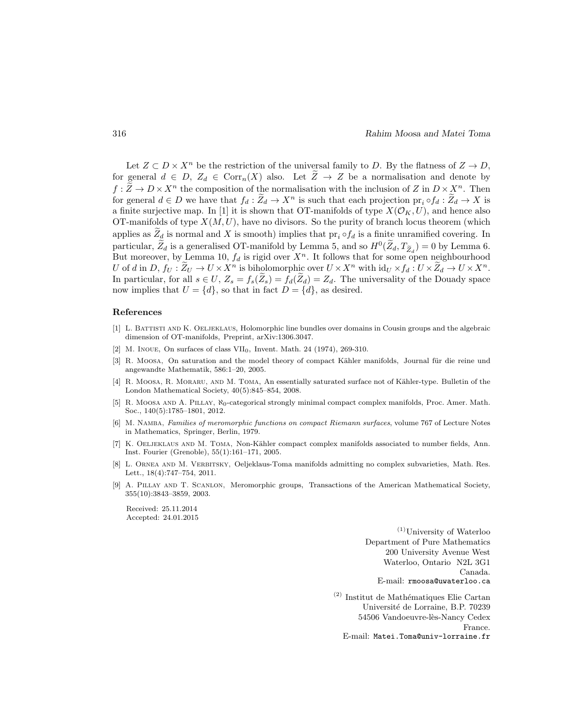Let $Z \subset D \times X^n$ be the restriction of the universal family to $D$. By the flatness of $Z \to D$, for general $d \in D$, $Z_d \in \mathrm{Corr}_n(X)$ also. Let $\widetilde{Z} \to Z$ be a normalisation and denote by $f : \widetilde{Z} \to D \times X^n$ the composition of the normalisation with the inclusion of $Z$ in $D \times X^n$. Then for general $d \in D$ we have that $f_d : \widetilde{Z}_d \to X^n$ is such that each projection $\mathrm{pr}_i \circ f_d : \widetilde{Z}_d \to X$ is a finite surjective map. In [1] it is shown that OT-manifolds of type $X(\mathcal{O}_K, U)$, and hence also OT-manifolds of type $X(M, U)$, have no divisors. So the purity of branch locus theorem (which applies as $\widetilde{Z}_d$ is normal and $X$ is smooth) implies that $\mathrm{pr}_i \circ f_d$ is a finite unramified covering. In particular, $\widetilde{Z}_d$ is a generalised OT-manifold by Lemma 5, and so $H^0(\widetilde{Z}_d, T_{\widetilde{Z}_d}) = 0$ by Lemma 6. But moreover, by Lemma 10, $f_d$ is rigid over $X^n$. It follows that for some open neighbourhood $U$ of $d$ in $D$, $f_U : \widetilde{Z}_U \to U \times X^n$ is biholomorphic over $U \times X^n$ with $\mathrm{id}_U \times f_d : U \times \widetilde{Z}_d \to U \times X^n$. In particular, for all $s \in U$, $Z_s = f_s(\widetilde{Z}_s) = f_d(\widetilde{Z}_d) = Z_d$. The universality of the Douady space now implies that $U = \{d\}$, so that in fact $D = \{d\}$, as desired.

### References

[1] L. Battisti and K. Oeljeklaus, Holomorphic line bundles over domains in Cousin groups and the algebraic dimension of OT-manifolds, Preprint, arXiv:1306.3047.

[2] M. Inoue, On surfaces of class VII$_0$, Invent. Math. 24 (1974), 269-310.

[3] R. Moosa, On saturation and the model theory of compact Kähler manifolds, Journal für die reine und angewandte Mathematik, 586:1–20, 2005.

[4] R. Moosa, R. Moraru, and M. Toma, An essentially saturated surface not of Kähler-type. Bulletin of the London Mathematical Society, 40(5):845–854, 2008.

[5] R. Moosa and A. Pillay, $\aleph_0$-categorical strongly minimal compact complex manifolds, Proc. Amer. Math. Soc., 140(5):1785–1801, 2012.

[6] M. Namba, *Families of meromorphic functions on compact Riemann surfaces*, volume 767 of Lecture Notes in Mathematics, Springer, Berlin, 1979.

[7] K. Oeljeklaus and M. Toma, Non-Kähler compact complex manifolds associated to number fields, Ann. Inst. Fourier (Grenoble), 55(1):161–171, 2005.

[8] L. Ornea and M. Verbitsky, Oeljeklaus-Toma manifolds admitting no complex subvarieties, Math. Res. Lett., 18(4):747–754, 2011.

[9] A. Pillay and T. Scanlon, Meromorphic groups, Transactions of the American Mathematical Society, 355(10):3843–3859, 2003.

Received: 25.11.2014
Accepted: 24.01.2015

(1) University of Waterloo
Department of Pure Mathematics
200 University Avenue West
Waterloo, Ontario N2L 3G1
Canada.
E-mail: rmoosa@uwaterloo.ca

(2) Institut de Mathématiques Elie Cartan
Université de Lorraine, B.P. 70239
54506 Vandoeuvre-lès-Nancy Cedex
France.
E-mail: Matei.Toma@univ-lorraine.fr